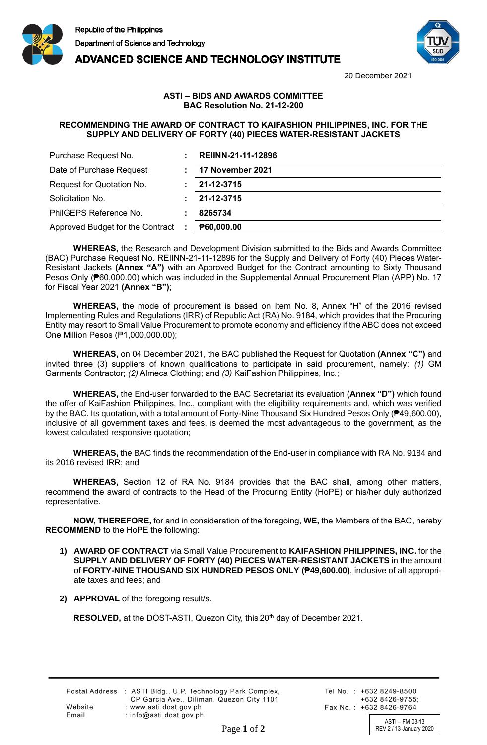Republic of the Philippines
Department of Science and Technology
**ADVANCED SCIENCE AND TECHNOLOGY INSTITUTE**

20 December 2021

**ASTI – BIDS AND AWARDS COMMITTEE**
**BAC Resolution No. 21-12-200**

**RECOMMENDING THE AWARD OF CONTRACT TO KAIFASHION PHILIPPINES, INC. FOR THE SUPPLY AND DELIVERY OF FORTY (40) PIECES WATER-RESISTANT JACKETS**

| | | |
|---|---|---|
| Purchase Request No. | : | **REIINN-21-11-12896** |
| Date of Purchase Request | : | **17 November 2021** |
| Request for Quotation No. | : | **21-12-3715** |
| Solicitation No. | : | **21-12-3715** |
| PhilGEPS Reference No. | : | **8265734** |
| Approved Budget for the Contract | : | **₱60,000.00** |

**WHEREAS,** the Research and Development Division submitted to the Bids and Awards Committee (BAC) Purchase Request No. REIINN-21-11-12896 for the Supply and Delivery of Forty (40) Pieces Water-Resistant Jackets **(Annex "A")** with an Approved Budget for the Contract amounting to Sixty Thousand Pesos Only (₱60,000.00) which was included in the Supplemental Annual Procurement Plan (APP) No. 17 for Fiscal Year 2021 **(Annex "B")**;

**WHEREAS,** the mode of procurement is based on Item No. 8, Annex "H" of the 2016 revised Implementing Rules and Regulations (IRR) of Republic Act (RA) No. 9184, which provides that the Procuring Entity may resort to Small Value Procurement to promote economy and efficiency if the ABC does not exceed One Million Pesos (₱1,000,000.00);

**WHEREAS,** on 04 December 2021, the BAC published the Request for Quotation **(Annex "C")** and invited three (3) suppliers of known qualifications to participate in said procurement, namely: *(1)* GM Garments Contractor; *(2)* Almeca Clothing; and *(3)* KaiFashion Philippines, Inc.;

**WHEREAS,** the End-user forwarded to the BAC Secretariat its evaluation **(Annex "D")** which found the offer of KaiFashion Philippines, Inc., compliant with the eligibility requirements and, which was verified by the BAC. Its quotation, with a total amount of Forty-Nine Thousand Six Hundred Pesos Only (₱49,600.00), inclusive of all government taxes and fees, is deemed the most advantageous to the government, as the lowest calculated responsive quotation;

**WHEREAS,** the BAC finds the recommendation of the End-user in compliance with RA No. 9184 and its 2016 revised IRR; and

**WHEREAS,** Section 12 of RA No. 9184 provides that the BAC shall, among other matters, recommend the award of contracts to the Head of the Procuring Entity (HoPE) or his/her duly authorized representative.

**NOW, THEREFORE,** for and in consideration of the foregoing, **WE,** the Members of the BAC, hereby **RECOMMEND** to the HoPE the following:

1) **AWARD OF CONTRACT** via Small Value Procurement to **KAIFASHION PHILIPPINES, INC.** for the **SUPPLY AND DELIVERY OF FORTY (40) PIECES WATER-RESISTANT JACKETS** in the amount of **FORTY-NINE THOUSAND SIX HUNDRED PESOS ONLY (₱49,600.00)**, inclusive of all appropriate taxes and fees; and

2) **APPROVAL** of the foregoing result/s.

**RESOLVED,** at the DOST-ASTI, Quezon City, this 20th day of December 2021.

Postal Address : ASTI Bldg., U.P. Technology Park Complex, CP Garcia Ave., Diliman, Quezon City 1101
Website : www.asti.dost.gov.ph
Email : info@asti.dost.gov.ph
Tel No. : +632 8249-8500, +632 8426-9755;
Fax No. : +632 8426-9764

ASTI – FM 03-13
REV 2 / 13 January 2020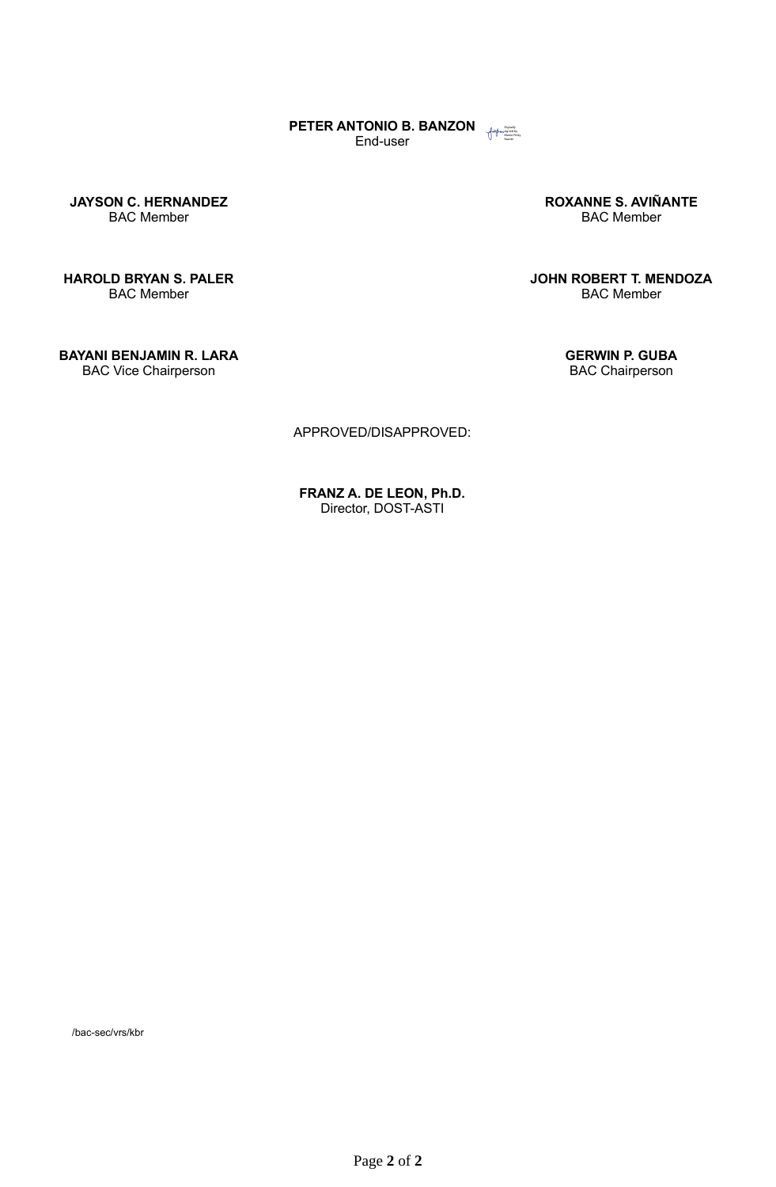**PETER ANTONIO B. BANZON**
End-user

**JAYSON C. HERNANDEZ**
BAC Member

**ROXANNE S. AVIÑANTE**
BAC Member

**HAROLD BRYAN S. PALER**
BAC Member

**JOHN ROBERT T. MENDOZA**
BAC Member

**BAYANI BENJAMIN R. LARA**
BAC Vice Chairperson

**GERWIN P. GUBA**
BAC Chairperson

APPROVED/DISAPPROVED:

**FRANZ A. DE LEON, Ph.D.**
Director, DOST-ASTI

/bac-sec/vrs/kbr